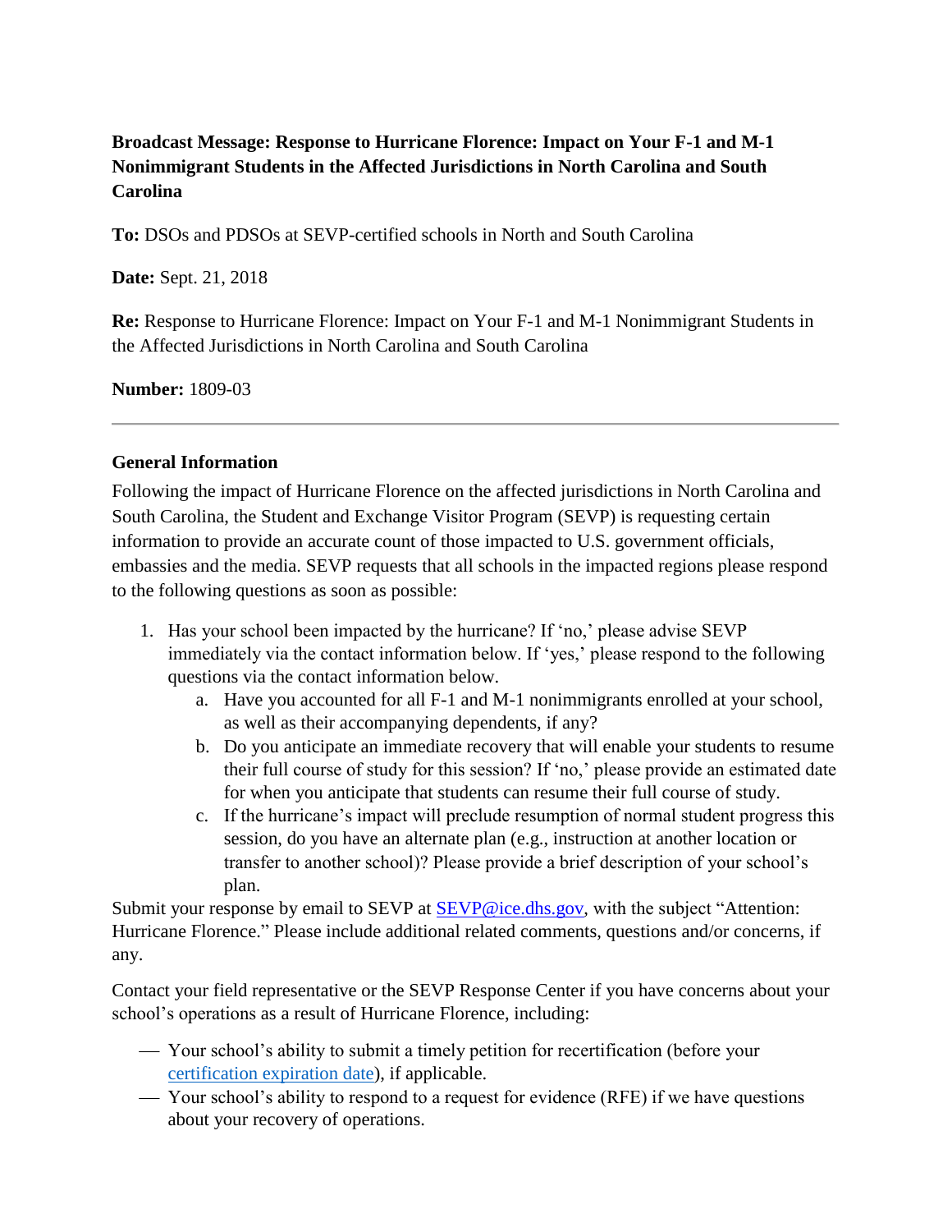**Broadcast Message: Response to Hurricane Florence: Impact on Your F-1 and M-1 Nonimmigrant Students in the Affected Jurisdictions in North Carolina and South Carolina**

**To:** DSOs and PDSOs at SEVP-certified schools in North and South Carolina

**Date:** Sept. 21, 2018

**Re:** Response to Hurricane Florence: Impact on Your F-1 and M-1 Nonimmigrant Students in the Affected Jurisdictions in North Carolina and South Carolina

**Number:** 1809-03

---

## General Information

Following the impact of Hurricane Florence on the affected jurisdictions in North Carolina and South Carolina, the Student and Exchange Visitor Program (SEVP) is requesting certain information to provide an accurate count of those impacted to U.S. government officials, embassies and the media. SEVP requests that all schools in the impacted regions please respond to the following questions as soon as possible:

1. Has your school been impacted by the hurricane? If 'no,' please advise SEVP immediately via the contact information below. If 'yes,' please respond to the following questions via the contact information below.
    a. Have you accounted for all F-1 and M-1 nonimmigrants enrolled at your school, as well as their accompanying dependents, if any?
    b. Do you anticipate an immediate recovery that will enable your students to resume their full course of study for this session? If 'no,' please provide an estimated date for when you anticipate that students can resume their full course of study.
    c. If the hurricane's impact will preclude resumption of normal student progress this session, do you have an alternate plan (e.g., instruction at another location or transfer to another school)? Please provide a brief description of your school's plan.

Submit your response by email to SEVP at [SEVP@ice.dhs.gov](mailto:SEVP@ice.dhs.gov), with the subject "Attention: Hurricane Florence." Please include additional related comments, questions and/or concerns, if any.

Contact your field representative or the SEVP Response Center if you have concerns about your school's operations as a result of Hurricane Florence, including:

- Your school's ability to submit a timely petition for recertification (before your certification expiration date), if applicable.
- Your school's ability to respond to a request for evidence (RFE) if we have questions about your recovery of operations.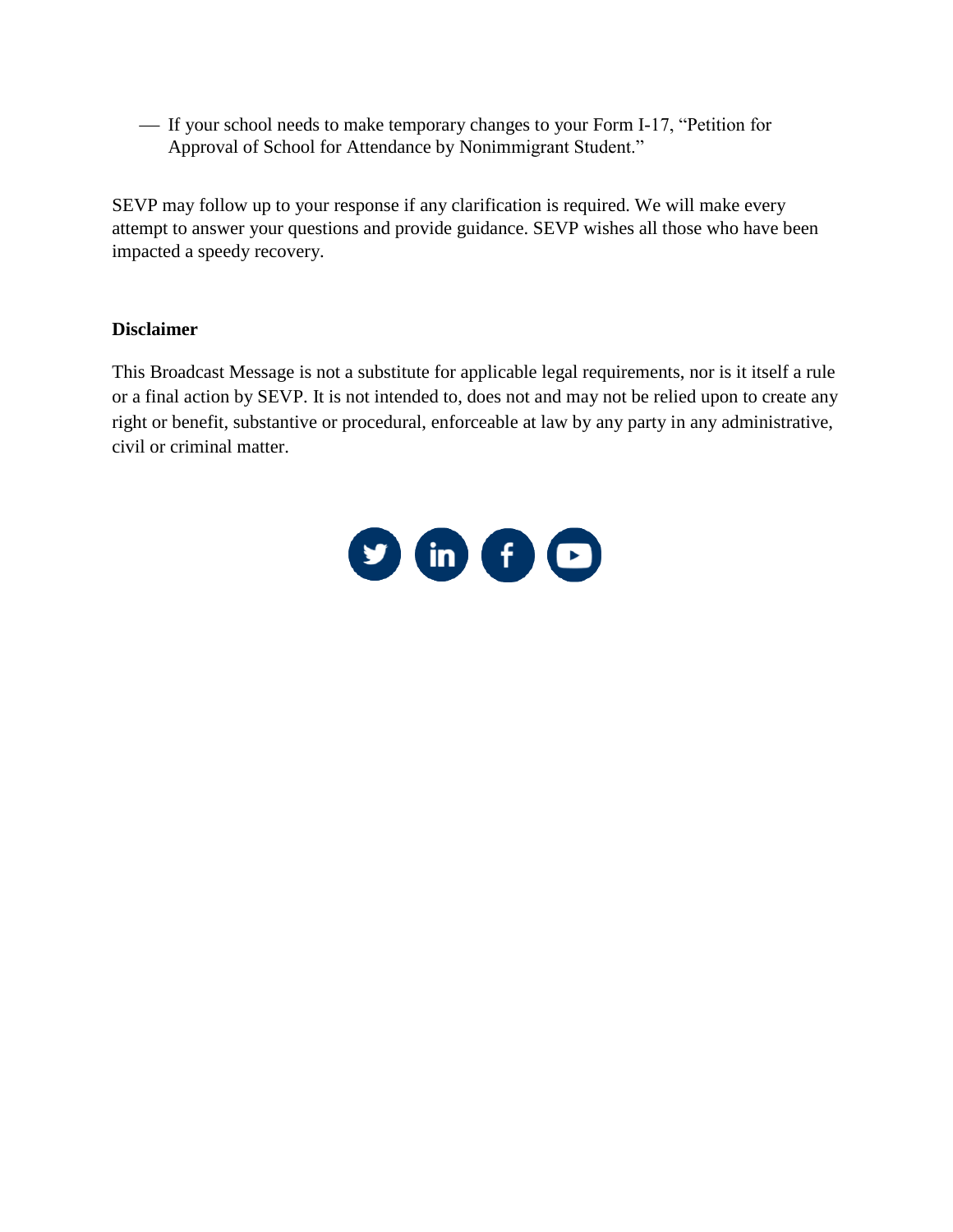- If your school needs to make temporary changes to your Form I-17, "Petition for Approval of School for Attendance by Nonimmigrant Student."

SEVP may follow up to your response if any clarification is required. We will make every attempt to answer your questions and provide guidance. SEVP wishes all those who have been impacted a speedy recovery.

**Disclaimer**

This Broadcast Message is not a substitute for applicable legal requirements, nor is it itself a rule or a final action by SEVP. It is not intended to, does not and may not be relied upon to create any right or benefit, substantive or procedural, enforceable at law by any party in any administrative, civil or criminal matter.